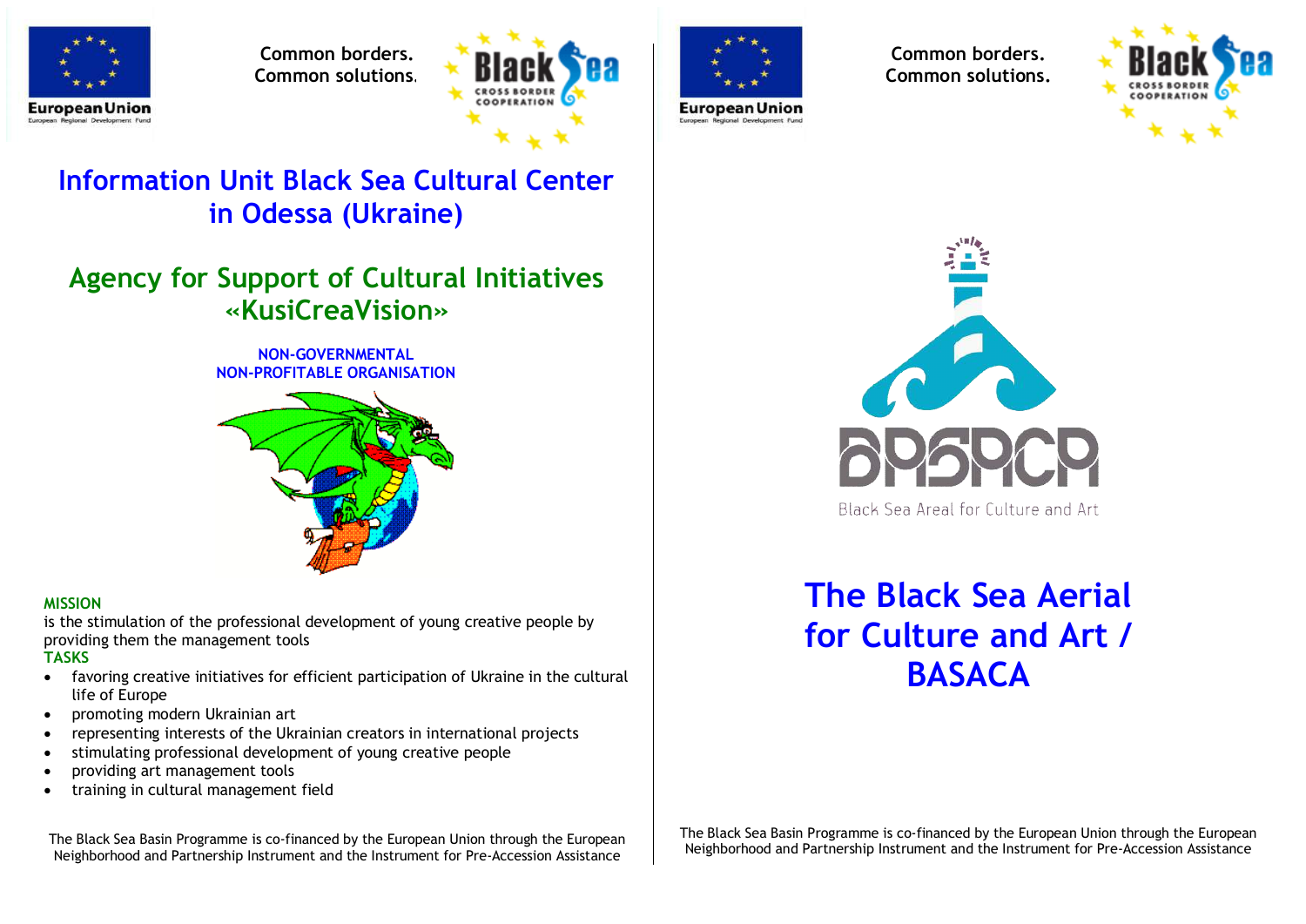European Union
European Regional Development Fund

Common borders.
Common solutions.

Black Sea CROSS BORDER COOPERATION

# Information Unit Black Sea Cultural Center in Odessa (Ukraine)

## Agency for Support of Cultural Initiatives «KusiCreaVision»

**NON-GOVERNMENTAL**
**NON-PROFITABLE ORGANISATION**

**MISSION**
is the stimulation of the professional development of young creative people by providing them the management tools

**TASKS**

- favoring creative initiatives for efficient participation of Ukraine in the cultural life of Europe
- promoting modern Ukrainian art
- representing interests of the Ukrainian creators in international projects
- stimulating professional development of young creative people
- providing art management tools
- training in cultural management field

The Black Sea Basin Programme is co-financed by the European Union through the European Neighborhood and Partnership Instrument and the Instrument for Pre-Accession Assistance

European Union
European Regional Development Fund

Common borders.
Common solutions.

Black Sea CROSS BORDER COOPERATION

BASACA
Black Sea Areal for Culture and Art

# The Black Sea Aerial for Culture and Art / BASACA

The Black Sea Basin Programme is co-financed by the European Union through the European Neighborhood and Partnership Instrument and the Instrument for Pre-Accession Assistance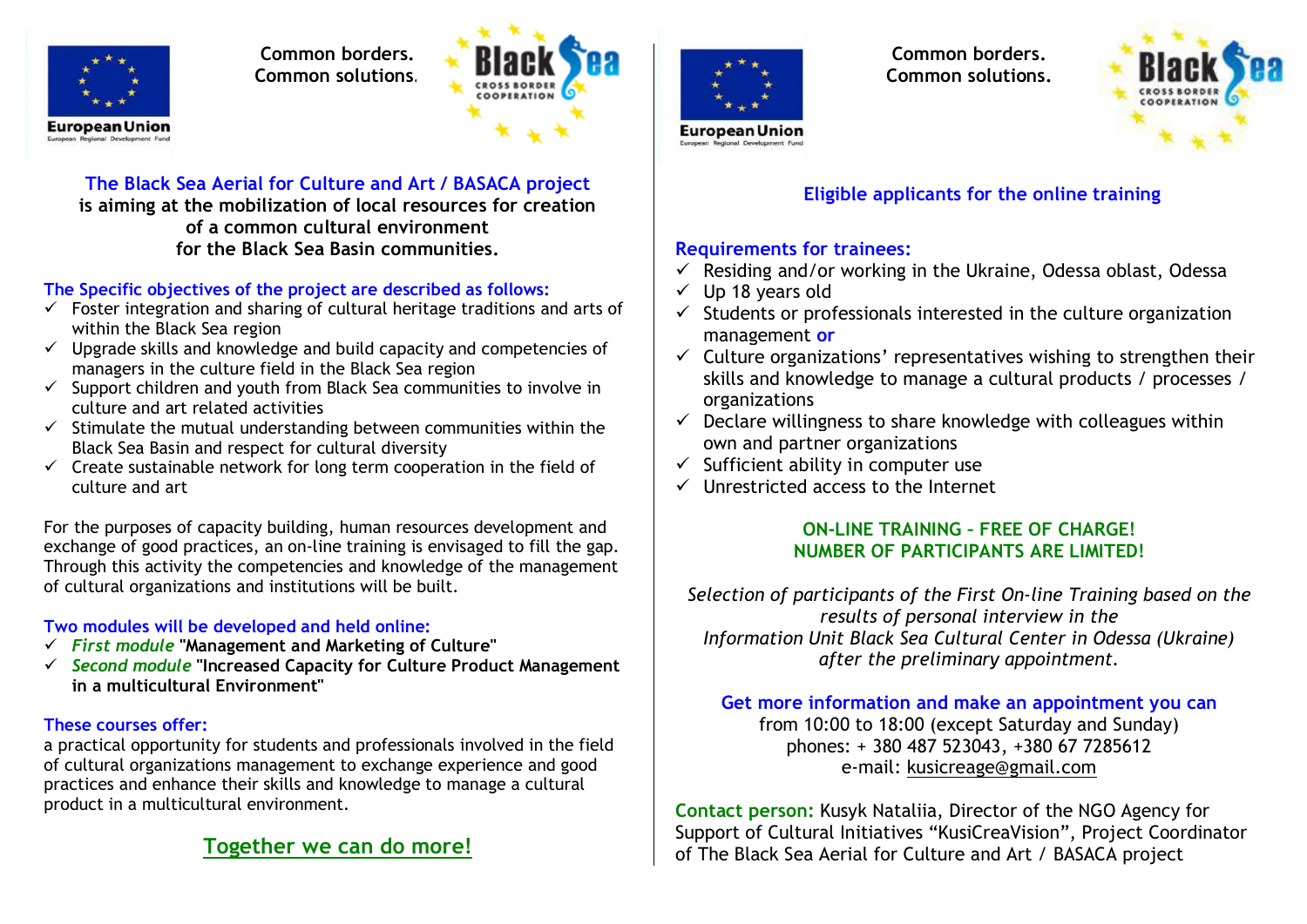European Union
European Regional Development Fund

Common borders.
Common solutions.

Black Sea CROSS BORDER COOPERATION

## The Black Sea Aerial for Culture and Art / BASACA project

**is aiming at the mobilization of local resources for creation of a common cultural environment for the Black Sea Basin communities.**

### The Specific objectives of the project are described as follows:

- ✓ Foster integration and sharing of cultural heritage traditions and arts of within the Black Sea region
- ✓ Upgrade skills and knowledge and build capacity and competencies of managers in the culture field in the Black Sea region
- ✓ Support children and youth from Black Sea communities to involve in culture and art related activities
- ✓ Stimulate the mutual understanding between communities within the Black Sea Basin and respect for cultural diversity
- ✓ Create sustainable network for long term cooperation in the field of culture and art

For the purposes of capacity building, human resources development and exchange of good practices, an on-line training is envisaged to fill the gap. Through this activity the competencies and knowledge of the management of cultural organizations and institutions will be built.

### Two modules will be developed and held online:

- ✓ ***First module*** **"Management and Marketing of Culture"**
- ✓ ***Second module*** **"Increased Capacity for Culture Product Management in a multicultural Environment"**

### These courses offer:

a practical opportunity for students and professionals involved in the field of cultural organizations management to exchange experience and good practices and enhance their skills and knowledge to manage a cultural product in a multicultural environment.

**Together we can do more!**

European Union
European Regional Development Fund

Common borders.
Common solutions.

Black Sea CROSS BORDER COOPERATION

## Eligible applicants for the online training

### Requirements for trainees:

- ✓ Residing and/or working in the Ukraine, Odessa oblast, Odessa
- ✓ Up 18 years old
- ✓ Students or professionals interested in the culture organization management **or**
- ✓ Culture organizations' representatives wishing to strengthen their skills and knowledge to manage a cultural products / processes / organizations
- ✓ Declare willingness to share knowledge with colleagues within own and partner organizations
- ✓ Sufficient ability in computer use
- ✓ Unrestricted access to the Internet

**ON-LINE TRAINING – FREE OF CHARGE!**
**NUMBER OF PARTICIPANTS ARE LIMITED!**

*Selection of participants of the First On-line Training based on the results of personal interview in the Information Unit Black Sea Cultural Center in Odessa (Ukraine) after the preliminary appointment.*

**Get more information and make an appointment you can**
from 10:00 to 18:00 (except Saturday and Sunday)
phones: + 380 487 523043, +380 67 7285612
e-mail: kusicreage@gmail.com

**Contact person:** Kusyk Nataliia, Director of the NGO Agency for Support of Cultural Initiatives "KusiCreaVision", Project Coordinator of The Black Sea Aerial for Culture and Art / BASACA project